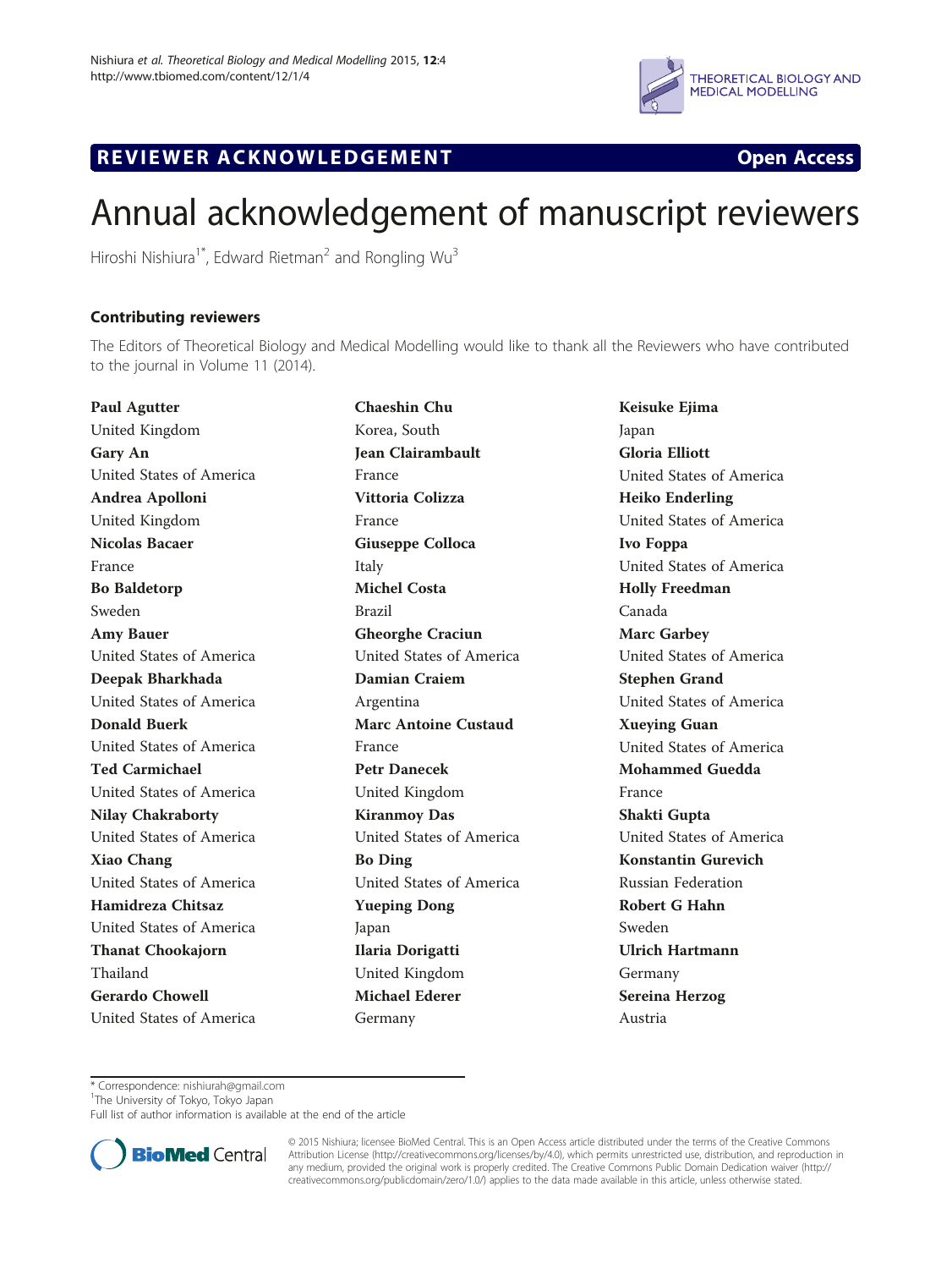REVIEWER ACKNOWLEDGEMENT

Open Access

# Annual acknowledgement of manuscript reviewers

Hiroshi Nishiura[1*], Edward Rietman[2] and Rongling Wu[3]

## Contributing reviewers

The Editors of Theoretical Biology and Medical Modelling would like to thank all the Reviewers who have contributed to the journal in Volume 11 (2014).

**Paul Agutter**
United Kingdom
**Gary An**
United States of America
**Andrea Apolloni**
United Kingdom
**Nicolas Bacaer**
France
**Bo Baldetorp**
Sweden
**Amy Bauer**
United States of America
**Deepak Bharkhada**
United States of America
**Donald Buerk**
United States of America
**Ted Carmichael**
United States of America
**Nilay Chakraborty**
United States of America
**Xiao Chang**
United States of America
**Hamidreza Chitsaz**
United States of America
**Thanat Chookajorn**
Thailand
**Gerardo Chowell**
United States of America
**Chaeshin Chu**
Korea, South
**Jean Clairambault**
France
**Vittoria Colizza**
France
**Giuseppe Colloca**
Italy
**Michel Costa**
Brazil
**Gheorghe Craciun**
United States of America
**Damian Craiem**
Argentina
**Marc Antoine Custaud**
France
**Petr Danecek**
United Kingdom
**Kiranmoy Das**
United States of America
**Bo Ding**
United States of America
**Yueping Dong**
Japan
**Ilaria Dorigatti**
United Kingdom
**Michael Ederer**
Germany
**Keisuke Ejima**
Japan
**Gloria Elliott**
United States of America
**Heiko Enderling**
United States of America
**Ivo Foppa**
United States of America
**Holly Freedman**
Canada
**Marc Garbey**
United States of America
**Stephen Grand**
United States of America
**Xueying Guan**
United States of America
**Mohammed Guedda**
France
**Shakti Gupta**
United States of America
**Konstantin Gurevich**
Russian Federation
**Robert G Hahn**
Sweden
**Ulrich Hartmann**
Germany
**Sereina Herzog**
Austria

* Correspondence: nishiurah@gmail.com
[1]The University of Tokyo, Tokyo Japan
Full list of author information is available at the end of the article

© 2015 Nishiura; licensee BioMed Central. This is an Open Access article distributed under the terms of the Creative Commons Attribution License (http://creativecommons.org/licenses/by/4.0), which permits unrestricted use, distribution, and reproduction in any medium, provided the original work is properly credited. The Creative Commons Public Domain Dedication waiver (http://creativecommons.org/publicdomain/zero/1.0/) applies to the data made available in this article, unless otherwise stated.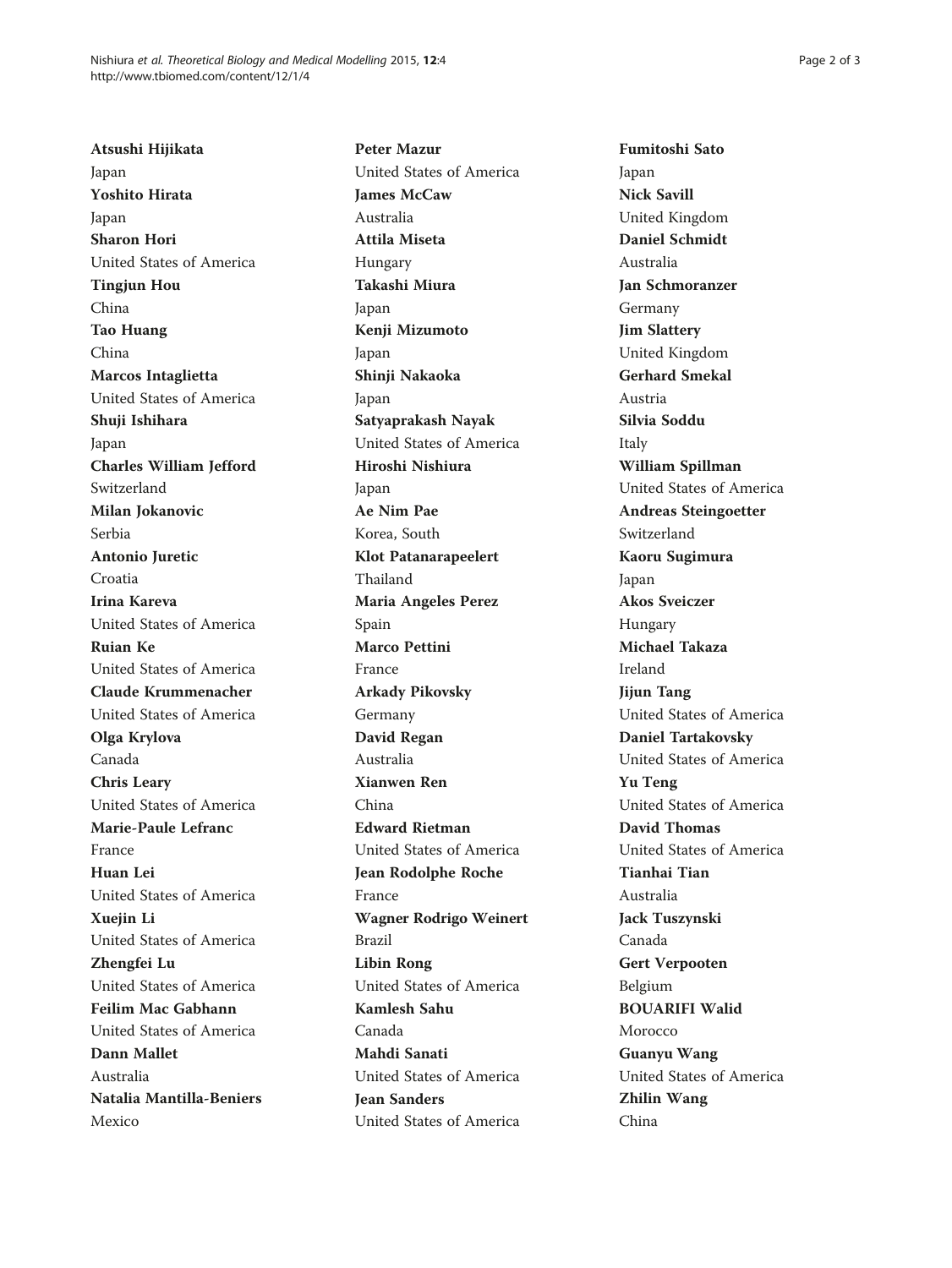**Atsushi Hijikata**
Japan
**Yoshito Hirata**
Japan
**Sharon Hori**
United States of America
**Tingjun Hou**
China
**Tao Huang**
China
**Marcos Intaglietta**
United States of America
**Shuji Ishihara**
Japan
**Charles William Jefford**
Switzerland
**Milan Jokanovic**
Serbia
**Antonio Juretic**
Croatia
**Irina Kareva**
United States of America
**Ruian Ke**
United States of America
**Claude Krummenacher**
United States of America
**Olga Krylova**
Canada
**Chris Leary**
United States of America
**Marie-Paule Lefranc**
France
**Huan Lei**
United States of America
**Xuejin Li**
United States of America
**Zhengfei Lu**
United States of America
**Feilim Mac Gabhann**
United States of America
**Dann Mallet**
Australia
**Natalia Mantilla-Beniers**
Mexico
**Peter Mazur**
United States of America
**James McCaw**
Australia
**Attila Miseta**
Hungary
**Takashi Miura**
Japan
**Kenji Mizumoto**
Japan
**Shinji Nakaoka**
Japan
**Satyaprakash Nayak**
United States of America
**Hiroshi Nishiura**
Japan
**Ae Nim Pae**
Korea, South
**Klot Patanarapeelert**
Thailand
**Maria Angeles Perez**
Spain
**Marco Pettini**
France
**Arkady Pikovsky**
Germany
**David Regan**
Australia
**Xianwen Ren**
China
**Edward Rietman**
United States of America
**Jean Rodolphe Roche**
France
**Wagner Rodrigo Weinert**
Brazil
**Libin Rong**
United States of America
**Kamlesh Sahu**
Canada
**Mahdi Sanati**
United States of America
**Jean Sanders**
United States of America
**Fumitoshi Sato**
Japan
**Nick Savill**
United Kingdom
**Daniel Schmidt**
Australia
**Jan Schmoranzer**
Germany
**Jim Slattery**
United Kingdom
**Gerhard Smekal**
Austria
**Silvia Soddu**
Italy
**William Spillman**
United States of America
**Andreas Steingoetter**
Switzerland
**Kaoru Sugimura**
Japan
**Akos Sveiczer**
Hungary
**Michael Takaza**
Ireland
**Jijun Tang**
United States of America
**Daniel Tartakovsky**
United States of America
**Yu Teng**
United States of America
**David Thomas**
United States of America
**Tianhai Tian**
Australia
**Jack Tuszynski**
Canada
**Gert Verpooten**
Belgium
**BOUARIFI Walid**
Morocco
**Guanyu Wang**
United States of America
**Zhilin Wang**
China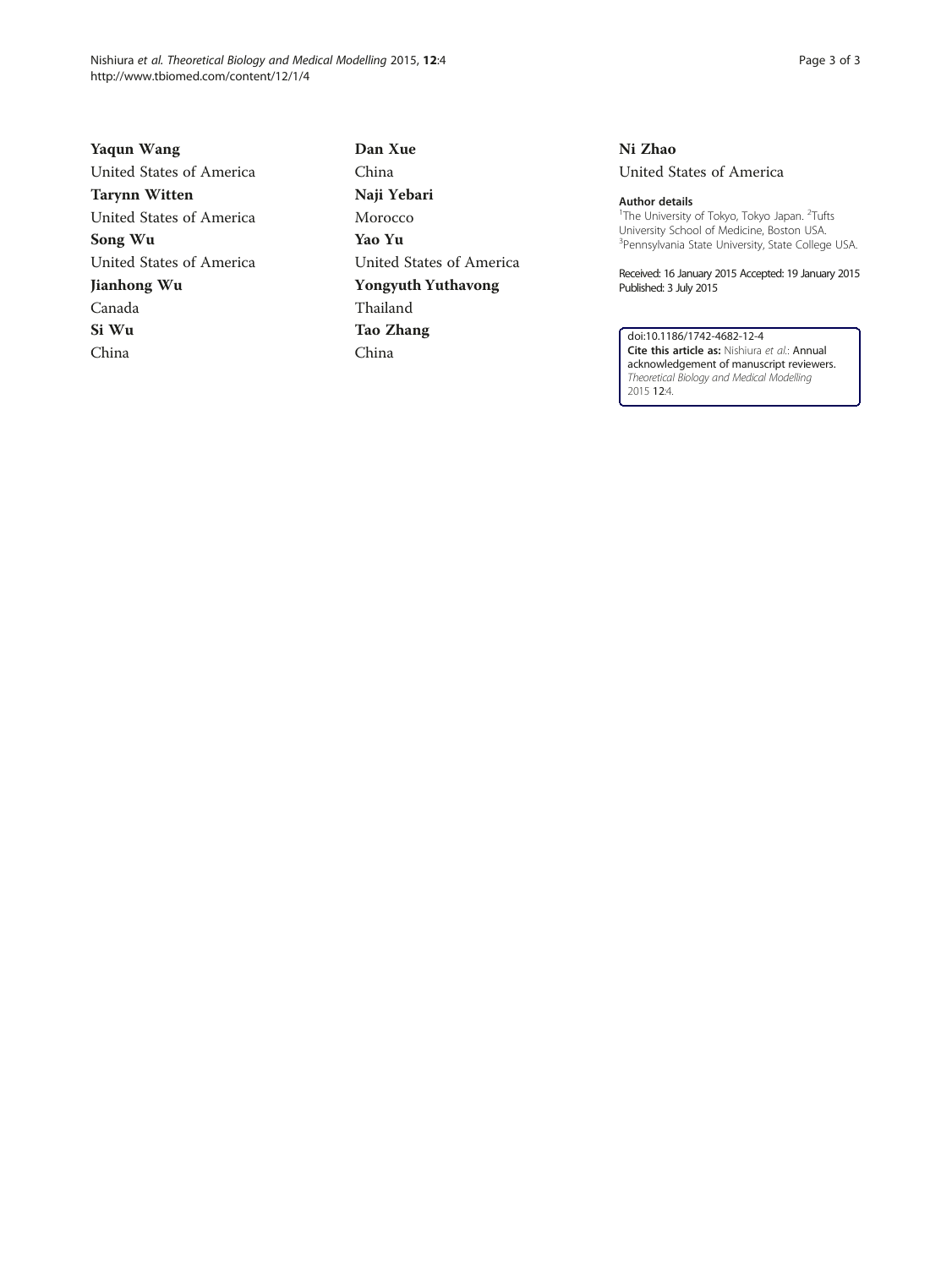**Yaqun Wang**
United States of America

**Tarynn Witten**
United States of America

**Song Wu**
United States of America

**Jianhong Wu**
Canada

**Si Wu**
China

**Dan Xue**
China

**Naji Yebari**
Morocco

**Yao Yu**
United States of America

**Yongyuth Yuthavong**
Thailand

**Tao Zhang**
China

**Ni Zhao**
United States of America

**Author details**
[1]The University of Tokyo, Tokyo Japan. [2]Tufts University School of Medicine, Boston USA. [3]Pennsylvania State University, State College USA.

Received: 16 January 2015 Accepted: 19 January 2015
Published: 3 July 2015

doi:10.1186/1742-4682-12-4
**Cite this article as:** Nishiura *et al.*: Annual acknowledgement of manuscript reviewers. *Theoretical Biology and Medical Modelling* 2015 **12**:4.